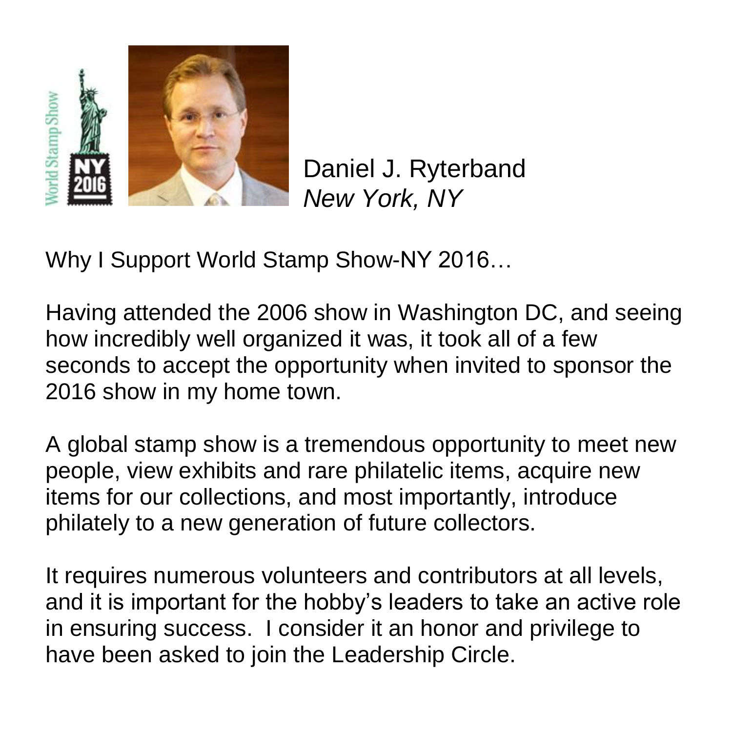Daniel J. Ryterband
*New York, NY*

Why I Support World Stamp Show-NY 2016…

Having attended the 2006 show in Washington DC, and seeing how incredibly well organized it was, it took all of a few seconds to accept the opportunity when invited to sponsor the 2016 show in my home town.

A global stamp show is a tremendous opportunity to meet new people, view exhibits and rare philatelic items, acquire new items for our collections, and most importantly, introduce philately to a new generation of future collectors.

It requires numerous volunteers and contributors at all levels, and it is important for the hobby's leaders to take an active role in ensuring success. I consider it an honor and privilege to have been asked to join the Leadership Circle.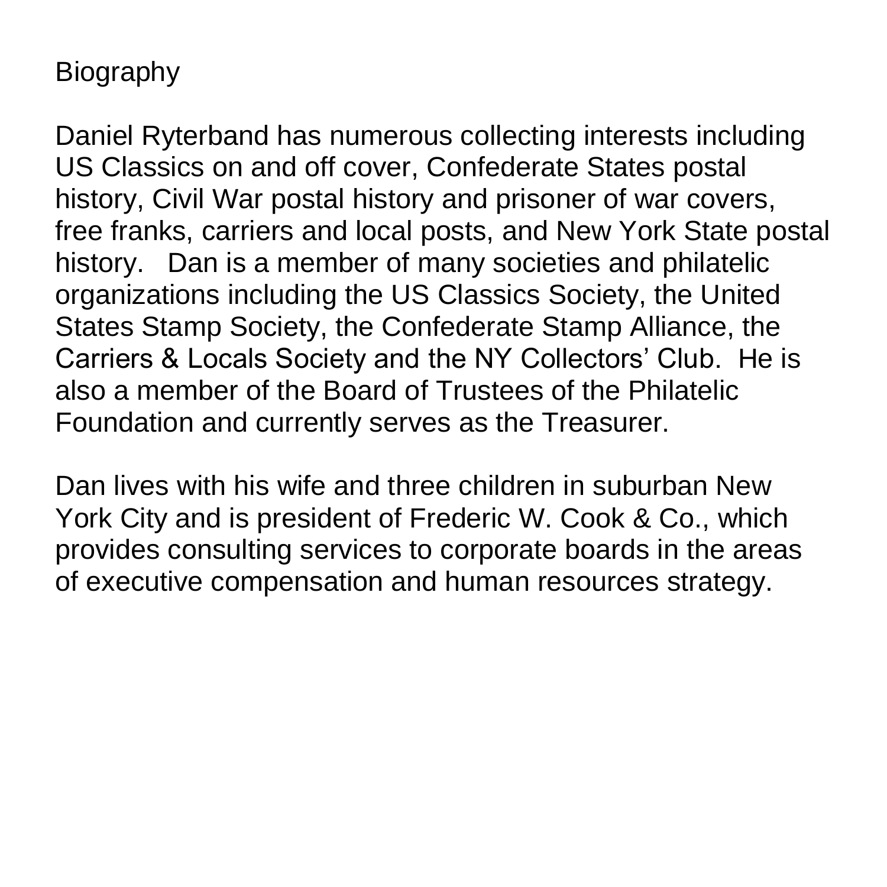Biography

Daniel Ryterband has numerous collecting interests including US Classics on and off cover, Confederate States postal history, Civil War postal history and prisoner of war covers, free franks, carriers and local posts, and New York State postal history. Dan is a member of many societies and philatelic organizations including the US Classics Society, the United States Stamp Society, the Confederate Stamp Alliance, the Carriers & Locals Society and the NY Collectors' Club. He is also a member of the Board of Trustees of the Philatelic Foundation and currently serves as the Treasurer.

Dan lives with his wife and three children in suburban New York City and is president of Frederic W. Cook & Co., which provides consulting services to corporate boards in the areas of executive compensation and human resources strategy.